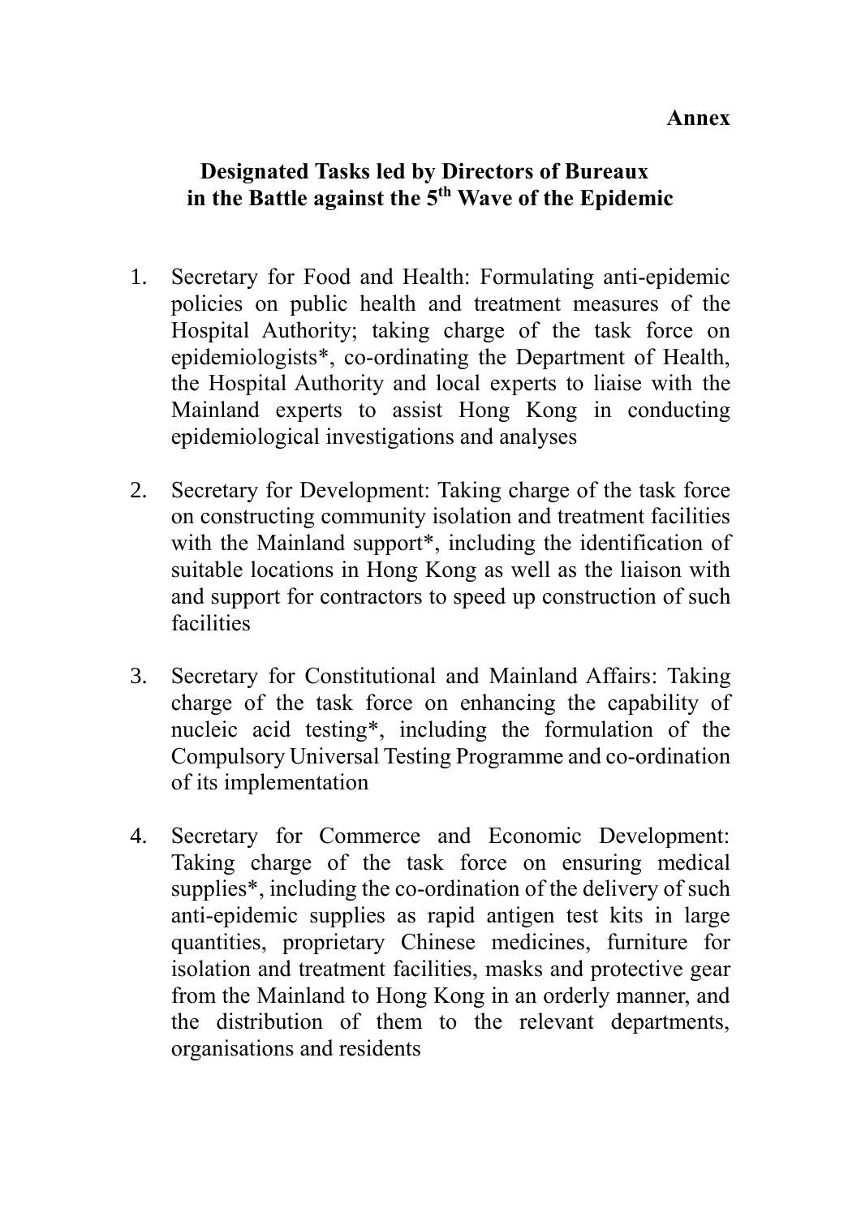**Annex**

## Designated Tasks led by Directors of Bureaux in the Battle against the 5th Wave of the Epidemic

1. Secretary for Food and Health: Formulating anti-epidemic policies on public health and treatment measures of the Hospital Authority; taking charge of the task force on epidemiologists*, co-ordinating the Department of Health, the Hospital Authority and local experts to liaise with the Mainland experts to assist Hong Kong in conducting epidemiological investigations and analyses

2. Secretary for Development: Taking charge of the task force on constructing community isolation and treatment facilities with the Mainland support*, including the identification of suitable locations in Hong Kong as well as the liaison with and support for contractors to speed up construction of such facilities

3. Secretary for Constitutional and Mainland Affairs: Taking charge of the task force on enhancing the capability of nucleic acid testing*, including the formulation of the Compulsory Universal Testing Programme and co-ordination of its implementation

4. Secretary for Commerce and Economic Development: Taking charge of the task force on ensuring medical supplies*, including the co-ordination of the delivery of such anti-epidemic supplies as rapid antigen test kits in large quantities, proprietary Chinese medicines, furniture for isolation and treatment facilities, masks and protective gear from the Mainland to Hong Kong in an orderly manner, and the distribution of them to the relevant departments, organisations and residents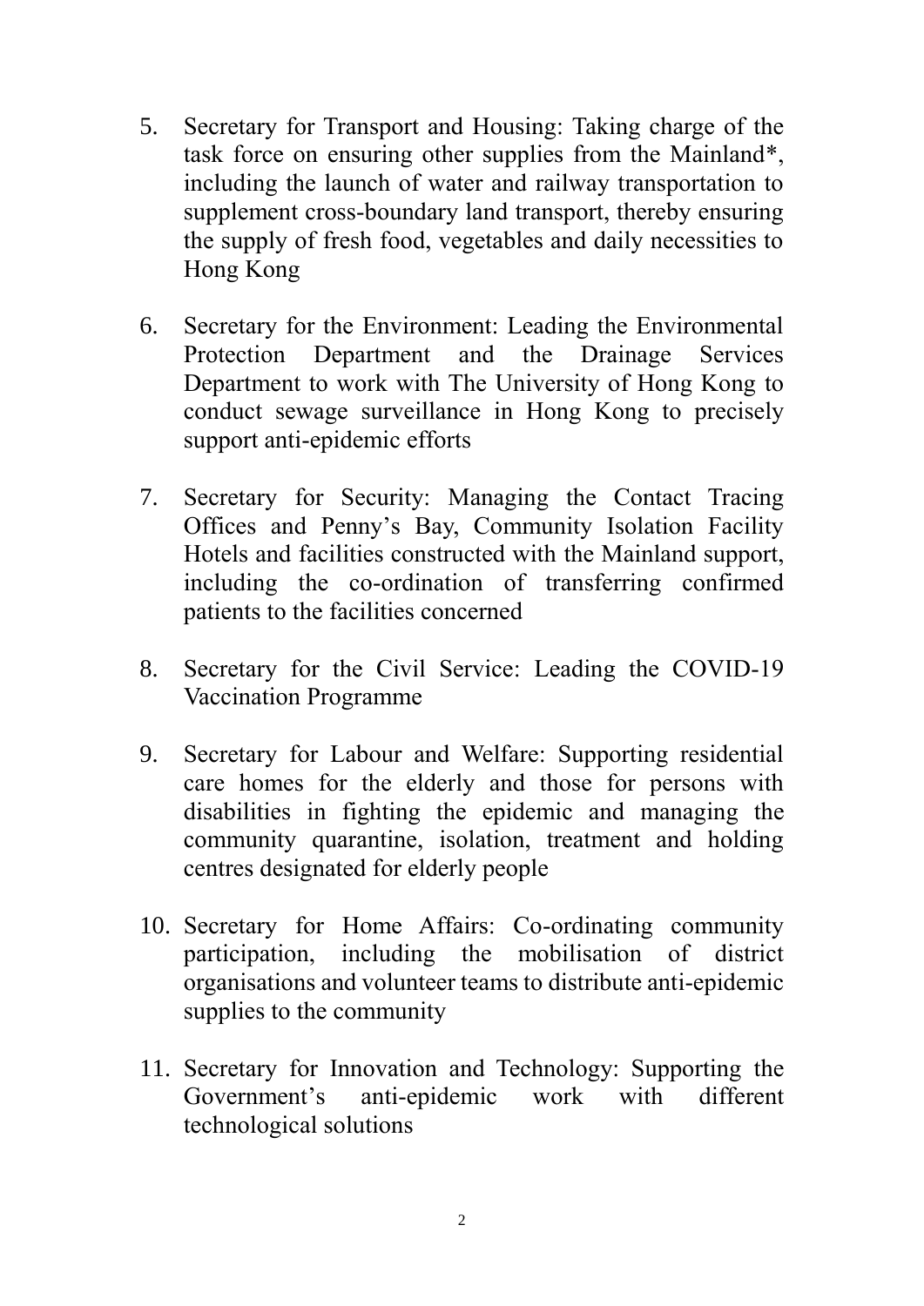5. Secretary for Transport and Housing: Taking charge of the task force on ensuring other supplies from the Mainland*, including the launch of water and railway transportation to supplement cross-boundary land transport, thereby ensuring the supply of fresh food, vegetables and daily necessities to Hong Kong

6. Secretary for the Environment: Leading the Environmental Protection Department and the Drainage Services Department to work with The University of Hong Kong to conduct sewage surveillance in Hong Kong to precisely support anti-epidemic efforts

7. Secretary for Security: Managing the Contact Tracing Offices and Penny's Bay, Community Isolation Facility Hotels and facilities constructed with the Mainland support, including the co-ordination of transferring confirmed patients to the facilities concerned

8. Secretary for the Civil Service: Leading the COVID-19 Vaccination Programme

9. Secretary for Labour and Welfare: Supporting residential care homes for the elderly and those for persons with disabilities in fighting the epidemic and managing the community quarantine, isolation, treatment and holding centres designated for elderly people

10. Secretary for Home Affairs: Co-ordinating community participation, including the mobilisation of district organisations and volunteer teams to distribute anti-epidemic supplies to the community

11. Secretary for Innovation and Technology: Supporting the Government's anti-epidemic work with different technological solutions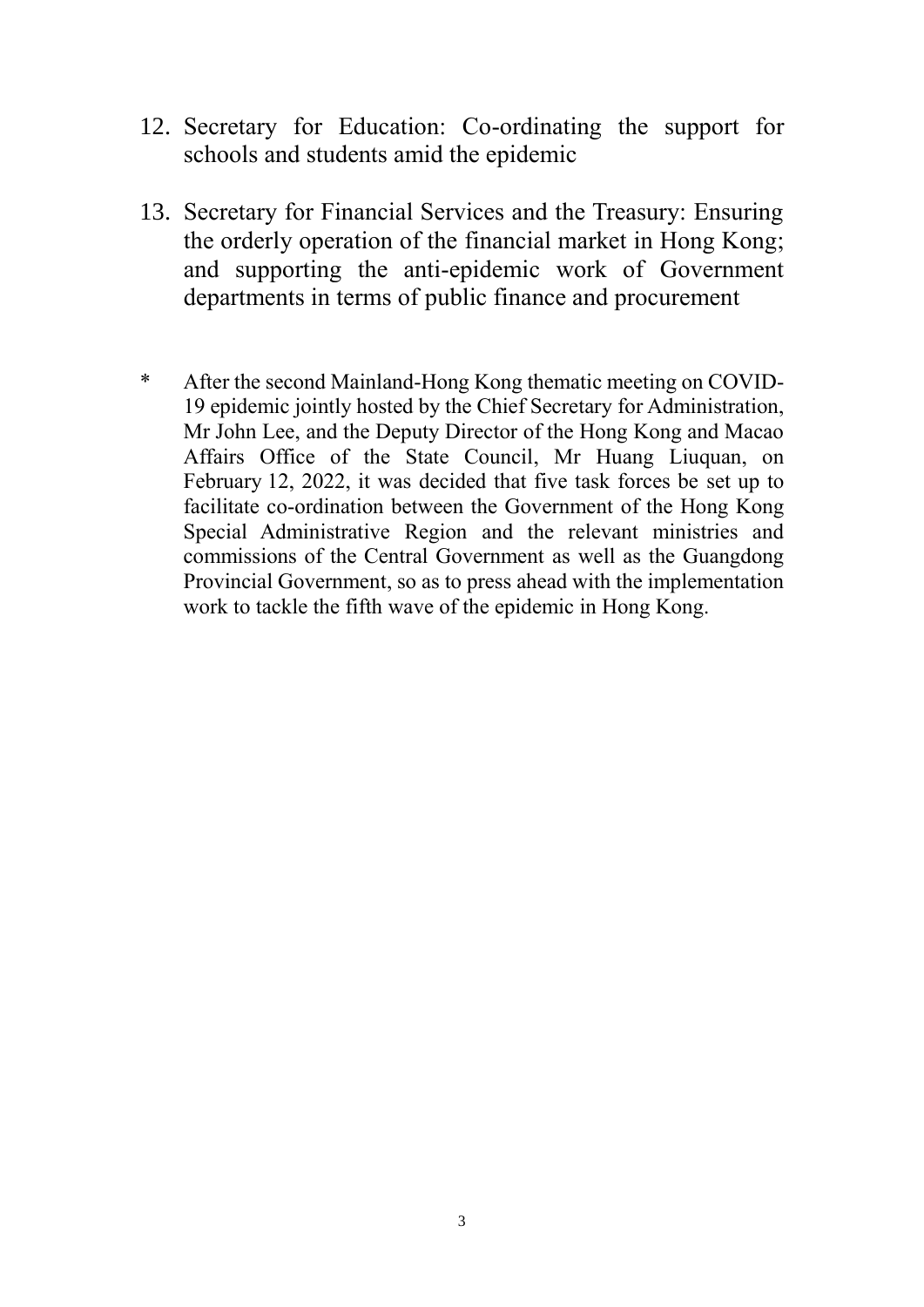12. Secretary for Education: Co-ordinating the support for schools and students amid the epidemic

13. Secretary for Financial Services and the Treasury: Ensuring the orderly operation of the financial market in Hong Kong; and supporting the anti-epidemic work of Government departments in terms of public finance and procurement

\* After the second Mainland-Hong Kong thematic meeting on COVID-19 epidemic jointly hosted by the Chief Secretary for Administration, Mr John Lee, and the Deputy Director of the Hong Kong and Macao Affairs Office of the State Council, Mr Huang Liuquan, on February 12, 2022, it was decided that five task forces be set up to facilitate co-ordination between the Government of the Hong Kong Special Administrative Region and the relevant ministries and commissions of the Central Government as well as the Guangdong Provincial Government, so as to press ahead with the implementation work to tackle the fifth wave of the epidemic in Hong Kong.